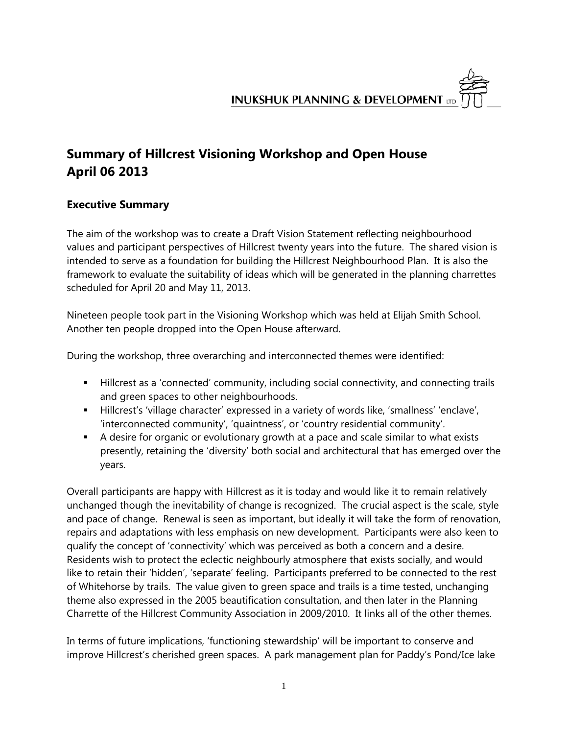INUKSHUK PLANNING & DEVELOPMENT LTD

# Summary of Hillcrest Visioning Workshop and Open House
# April 06 2013

## Executive Summary

The aim of the workshop was to create a Draft Vision Statement reflecting neighbourhood values and participant perspectives of Hillcrest twenty years into the future. The shared vision is intended to serve as a foundation for building the Hillcrest Neighbourhood Plan. It is also the framework to evaluate the suitability of ideas which will be generated in the planning charrettes scheduled for April 20 and May 11, 2013.

Nineteen people took part in the Visioning Workshop which was held at Elijah Smith School. Another ten people dropped into the Open House afterward.

During the workshop, three overarching and interconnected themes were identified:

- Hillcrest as a 'connected' community, including social connectivity, and connecting trails and green spaces to other neighbourhoods.
- Hillcrest's 'village character' expressed in a variety of words like, 'smallness' 'enclave', 'interconnected community', 'quaintness', or 'country residential community'.
- A desire for organic or evolutionary growth at a pace and scale similar to what exists presently, retaining the 'diversity' both social and architectural that has emerged over the years.

Overall participants are happy with Hillcrest as it is today and would like it to remain relatively unchanged though the inevitability of change is recognized. The crucial aspect is the scale, style and pace of change. Renewal is seen as important, but ideally it will take the form of renovation, repairs and adaptations with less emphasis on new development. Participants were also keen to qualify the concept of 'connectivity' which was perceived as both a concern and a desire. Residents wish to protect the eclectic neighbourly atmosphere that exists socially, and would like to retain their 'hidden', 'separate' feeling. Participants preferred to be connected to the rest of Whitehorse by trails. The value given to green space and trails is a time tested, unchanging theme also expressed in the 2005 beautification consultation, and then later in the Planning Charrette of the Hillcrest Community Association in 2009/2010. It links all of the other themes.

In terms of future implications, 'functioning stewardship' will be important to conserve and improve Hillcrest's cherished green spaces. A park management plan for Paddy's Pond/Ice lake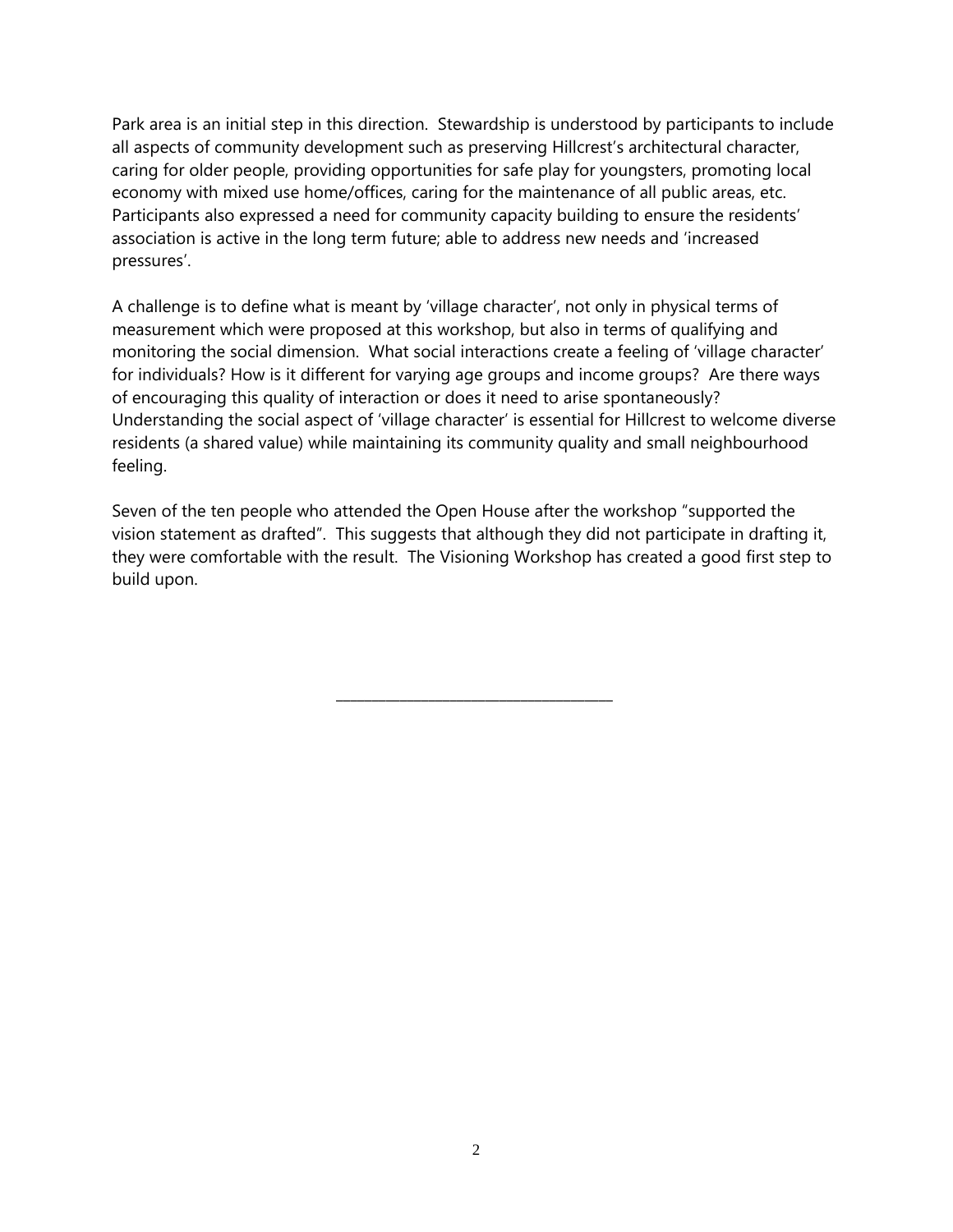Park area is an initial step in this direction. Stewardship is understood by participants to include all aspects of community development such as preserving Hillcrest's architectural character, caring for older people, providing opportunities for safe play for youngsters, promoting local economy with mixed use home/offices, caring for the maintenance of all public areas, etc. Participants also expressed a need for community capacity building to ensure the residents' association is active in the long term future; able to address new needs and 'increased pressures'.

A challenge is to define what is meant by 'village character', not only in physical terms of measurement which were proposed at this workshop, but also in terms of qualifying and monitoring the social dimension. What social interactions create a feeling of 'village character' for individuals? How is it different for varying age groups and income groups? Are there ways of encouraging this quality of interaction or does it need to arise spontaneously? Understanding the social aspect of 'village character' is essential for Hillcrest to welcome diverse residents (a shared value) while maintaining its community quality and small neighbourhood feeling.

Seven of the ten people who attended the Open House after the workshop "supported the vision statement as drafted". This suggests that although they did not participate in drafting it, they were comfortable with the result. The Visioning Workshop has created a good first step to build upon.

---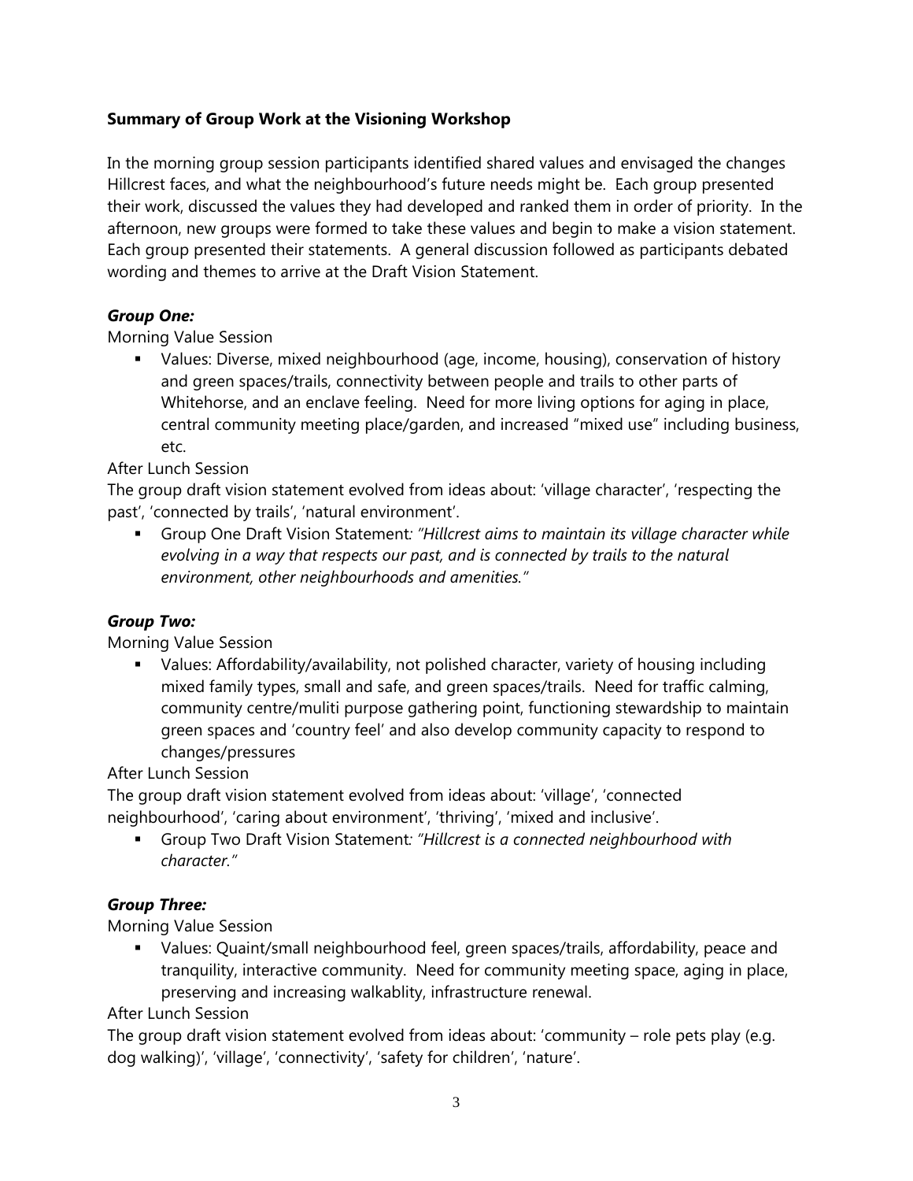**Summary of Group Work at the Visioning Workshop**

In the morning group session participants identified shared values and envisaged the changes Hillcrest faces, and what the neighbourhood's future needs might be. Each group presented their work, discussed the values they had developed and ranked them in order of priority. In the afternoon, new groups were formed to take these values and begin to make a vision statement. Each group presented their statements. A general discussion followed as participants debated wording and themes to arrive at the Draft Vision Statement.

***Group One:***

Morning Value Session

- Values: Diverse, mixed neighbourhood (age, income, housing), conservation of history and green spaces/trails, connectivity between people and trails to other parts of Whitehorse, and an enclave feeling. Need for more living options for aging in place, central community meeting place/garden, and increased "mixed use" including business, etc.

After Lunch Session

The group draft vision statement evolved from ideas about: 'village character', 'respecting the past', 'connected by trails', 'natural environment'.

- Group One Draft Vision Statement*: "Hillcrest aims to maintain its village character while evolving in a way that respects our past, and is connected by trails to the natural environment, other neighbourhoods and amenities."*

***Group Two:***

Morning Value Session

- Values: Affordability/availability, not polished character, variety of housing including mixed family types, small and safe, and green spaces/trails. Need for traffic calming, community centre/muliti purpose gathering point, functioning stewardship to maintain green spaces and 'country feel' and also develop community capacity to respond to changes/pressures

After Lunch Session

The group draft vision statement evolved from ideas about: 'village', 'connected neighbourhood', 'caring about environment', 'thriving', 'mixed and inclusive'.

- Group Two Draft Vision Statement*: "Hillcrest is a connected neighbourhood with character."*

***Group Three:***

Morning Value Session

- Values: Quaint/small neighbourhood feel, green spaces/trails, affordability, peace and tranquility, interactive community. Need for community meeting space, aging in place, preserving and increasing walkablity, infrastructure renewal.

After Lunch Session

The group draft vision statement evolved from ideas about: 'community – role pets play (e.g. dog walking)', 'village', 'connectivity', 'safety for children', 'nature'.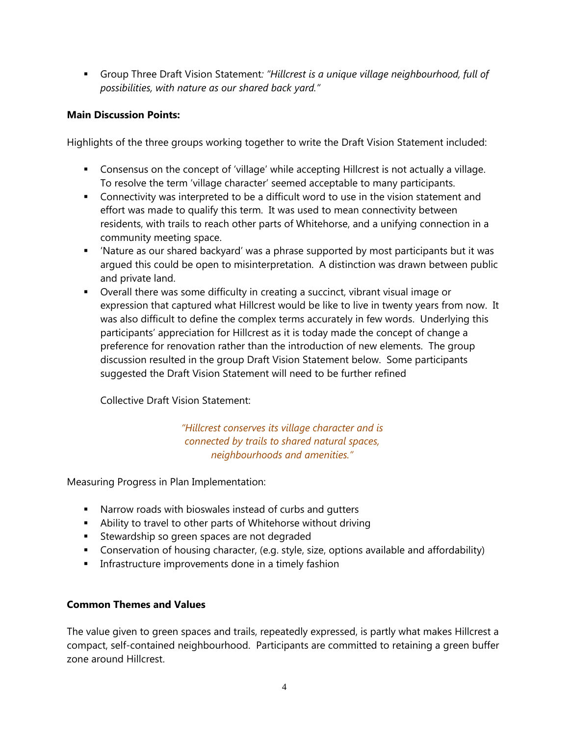- Group Three Draft Vision Statement: *"Hillcrest is a unique village neighbourhood, full of possibilities, with nature as our shared back yard."*

**Main Discussion Points:**

Highlights of the three groups working together to write the Draft Vision Statement included:

- Consensus on the concept of 'village' while accepting Hillcrest is not actually a village. To resolve the term 'village character' seemed acceptable to many participants.
- Connectivity was interpreted to be a difficult word to use in the vision statement and effort was made to qualify this term. It was used to mean connectivity between residents, with trails to reach other parts of Whitehorse, and a unifying connection in a community meeting space.
- 'Nature as our shared backyard' was a phrase supported by most participants but it was argued this could be open to misinterpretation. A distinction was drawn between public and private land.
- Overall there was some difficulty in creating a succinct, vibrant visual image or expression that captured what Hillcrest would be like to live in twenty years from now. It was also difficult to define the complex terms accurately in few words. Underlying this participants' appreciation for Hillcrest as it is today made the concept of change a preference for renovation rather than the introduction of new elements. The group discussion resulted in the group Draft Vision Statement below. Some participants suggested the Draft Vision Statement will need to be further refined

  Collective Draft Vision Statement:

  *"Hillcrest conserves its village character and is connected by trails to shared natural spaces, neighbourhoods and amenities."*

Measuring Progress in Plan Implementation:

- Narrow roads with bioswales instead of curbs and gutters
- Ability to travel to other parts of Whitehorse without driving
- Stewardship so green spaces are not degraded
- Conservation of housing character, (e.g. style, size, options available and affordability)
- Infrastructure improvements done in a timely fashion

**Common Themes and Values**

The value given to green spaces and trails, repeatedly expressed, is partly what makes Hillcrest a compact, self-contained neighbourhood. Participants are committed to retaining a green buffer zone around Hillcrest.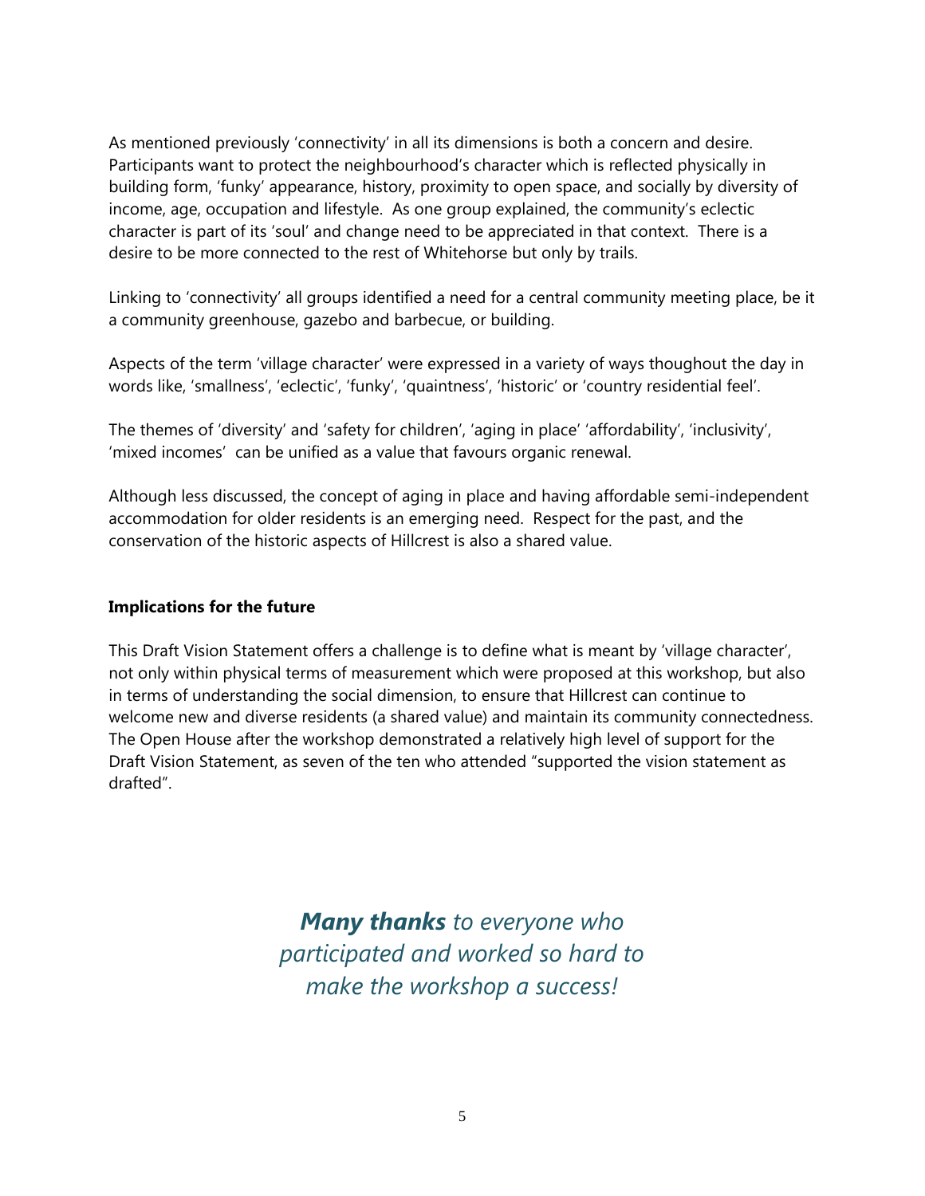As mentioned previously 'connectivity' in all its dimensions is both a concern and desire. Participants want to protect the neighbourhood's character which is reflected physically in building form, 'funky' appearance, history, proximity to open space, and socially by diversity of income, age, occupation and lifestyle. As one group explained, the community's eclectic character is part of its 'soul' and change need to be appreciated in that context. There is a desire to be more connected to the rest of Whitehorse but only by trails.

Linking to 'connectivity' all groups identified a need for a central community meeting place, be it a community greenhouse, gazebo and barbecue, or building.

Aspects of the term 'village character' were expressed in a variety of ways thoughout the day in words like, 'smallness', 'eclectic', 'funky', 'quaintness', 'historic' or 'country residential feel'.

The themes of 'diversity' and 'safety for children', 'aging in place' 'affordability', 'inclusivity', 'mixed incomes' can be unified as a value that favours organic renewal.

Although less discussed, the concept of aging in place and having affordable semi-independent accommodation for older residents is an emerging need. Respect for the past, and the conservation of the historic aspects of Hillcrest is also a shared value.

**Implications for the future**

This Draft Vision Statement offers a challenge is to define what is meant by 'village character', not only within physical terms of measurement which were proposed at this workshop, but also in terms of understanding the social dimension, to ensure that Hillcrest can continue to welcome new and diverse residents (a shared value) and maintain its community connectedness. The Open House after the workshop demonstrated a relatively high level of support for the Draft Vision Statement, as seven of the ten who attended "supported the vision statement as drafted".

***Many thanks*** *to everyone who participated and worked so hard to make the workshop a success!*